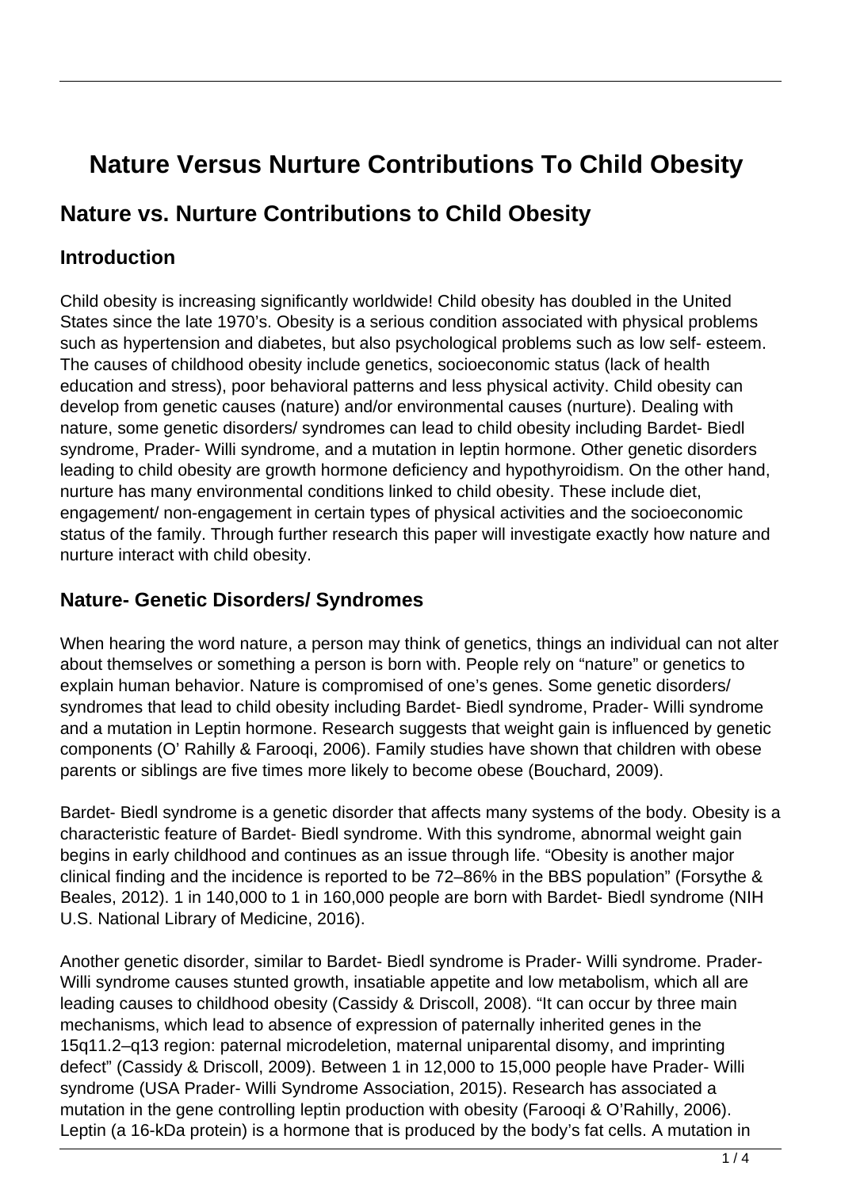# Nature Versus Nurture Contributions To Child Obesity

## Nature vs. Nurture Contributions to Child Obesity

### Introduction

Child obesity is increasing significantly worldwide! Child obesity has doubled in the United States since the late 1970's. Obesity is a serious condition associated with physical problems such as hypertension and diabetes, but also psychological problems such as low self- esteem. The causes of childhood obesity include genetics, socioeconomic status (lack of health education and stress), poor behavioral patterns and less physical activity. Child obesity can develop from genetic causes (nature) and/or environmental causes (nurture). Dealing with nature, some genetic disorders/ syndromes can lead to child obesity including Bardet- Biedl syndrome, Prader- Willi syndrome, and a mutation in leptin hormone. Other genetic disorders leading to child obesity are growth hormone deficiency and hypothyroidism. On the other hand, nurture has many environmental conditions linked to child obesity. These include diet, engagement/ non-engagement in certain types of physical activities and the socioeconomic status of the family. Through further research this paper will investigate exactly how nature and nurture interact with child obesity.

### Nature- Genetic Disorders/ Syndromes

When hearing the word nature, a person may think of genetics, things an individual can not alter about themselves or something a person is born with. People rely on "nature" or genetics to explain human behavior. Nature is compromised of one's genes. Some genetic disorders/ syndromes that lead to child obesity including Bardet- Biedl syndrome, Prader- Willi syndrome and a mutation in Leptin hormone. Research suggests that weight gain is influenced by genetic components (O' Rahilly & Farooqi, 2006). Family studies have shown that children with obese parents or siblings are five times more likely to become obese (Bouchard, 2009).

Bardet- Biedl syndrome is a genetic disorder that affects many systems of the body. Obesity is a characteristic feature of Bardet- Biedl syndrome. With this syndrome, abnormal weight gain begins in early childhood and continues as an issue through life. "Obesity is another major clinical finding and the incidence is reported to be 72–86% in the BBS population" (Forsythe & Beales, 2012). 1 in 140,000 to 1 in 160,000 people are born with Bardet- Biedl syndrome (NIH U.S. National Library of Medicine, 2016).

Another genetic disorder, similar to Bardet- Biedl syndrome is Prader- Willi syndrome. Prader-Willi syndrome causes stunted growth, insatiable appetite and low metabolism, which all are leading causes to childhood obesity (Cassidy & Driscoll, 2008). "It can occur by three main mechanisms, which lead to absence of expression of paternally inherited genes in the 15q11.2–q13 region: paternal microdeletion, maternal uniparental disomy, and imprinting defect" (Cassidy & Driscoll, 2009). Between 1 in 12,000 to 15,000 people have Prader- Willi syndrome (USA Prader- Willi Syndrome Association, 2015). Research has associated a mutation in the gene controlling leptin production with obesity (Farooqi & O'Rahilly, 2006). Leptin (a 16-kDa protein) is a hormone that is produced by the body's fat cells. A mutation in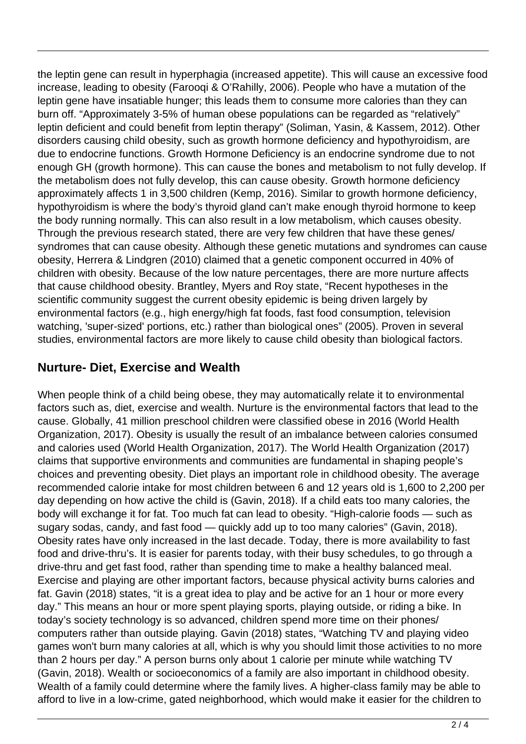the leptin gene can result in hyperphagia (increased appetite). This will cause an excessive food increase, leading to obesity (Farooqi & O'Rahilly, 2006). People who have a mutation of the leptin gene have insatiable hunger; this leads them to consume more calories than they can burn off. "Approximately 3-5% of human obese populations can be regarded as "relatively" leptin deficient and could benefit from leptin therapy" (Soliman, Yasin, & Kassem, 2012). Other disorders causing child obesity, such as growth hormone deficiency and hypothyroidism, are due to endocrine functions. Growth Hormone Deficiency is an endocrine syndrome due to not enough GH (growth hormone). This can cause the bones and metabolism to not fully develop. If the metabolism does not fully develop, this can cause obesity. Growth hormone deficiency approximately affects 1 in 3,500 children (Kemp, 2016). Similar to growth hormone deficiency, hypothyroidism is where the body's thyroid gland can't make enough thyroid hormone to keep the body running normally. This can also result in a low metabolism, which causes obesity. Through the previous research stated, there are very few children that have these genes/ syndromes that can cause obesity. Although these genetic mutations and syndromes can cause obesity, Herrera & Lindgren (2010) claimed that a genetic component occurred in 40% of children with obesity. Because of the low nature percentages, there are more nurture affects that cause childhood obesity. Brantley, Myers and Roy state, "Recent hypotheses in the scientific community suggest the current obesity epidemic is being driven largely by environmental factors (e.g., high energy/high fat foods, fast food consumption, television watching, 'super-sized' portions, etc.) rather than biological ones" (2005). Proven in several studies, environmental factors are more likely to cause child obesity than biological factors.

## Nurture- Diet, Exercise and Wealth

When people think of a child being obese, they may automatically relate it to environmental factors such as, diet, exercise and wealth. Nurture is the environmental factors that lead to the cause. Globally, 41 million preschool children were classified obese in 2016 (World Health Organization, 2017). Obesity is usually the result of an imbalance between calories consumed and calories used (World Health Organization, 2017). The World Health Organization (2017) claims that supportive environments and communities are fundamental in shaping people's choices and preventing obesity. Diet plays an important role in childhood obesity. The average recommended calorie intake for most children between 6 and 12 years old is 1,600 to 2,200 per day depending on how active the child is (Gavin, 2018). If a child eats too many calories, the body will exchange it for fat. Too much fat can lead to obesity. "High-calorie foods — such as sugary sodas, candy, and fast food — quickly add up to too many calories" (Gavin, 2018). Obesity rates have only increased in the last decade. Today, there is more availability to fast food and drive-thru's. It is easier for parents today, with their busy schedules, to go through a drive-thru and get fast food, rather than spending time to make a healthy balanced meal. Exercise and playing are other important factors, because physical activity burns calories and fat. Gavin (2018) states, "it is a great idea to play and be active for an 1 hour or more every day." This means an hour or more spent playing sports, playing outside, or riding a bike. In today's society technology is so advanced, children spend more time on their phones/ computers rather than outside playing. Gavin (2018) states, "Watching TV and playing video games won't burn many calories at all, which is why you should limit those activities to no more than 2 hours per day." A person burns only about 1 calorie per minute while watching TV (Gavin, 2018). Wealth or socioeconomics of a family are also important in childhood obesity. Wealth of a family could determine where the family lives. A higher-class family may be able to afford to live in a low-crime, gated neighborhood, which would make it easier for the children to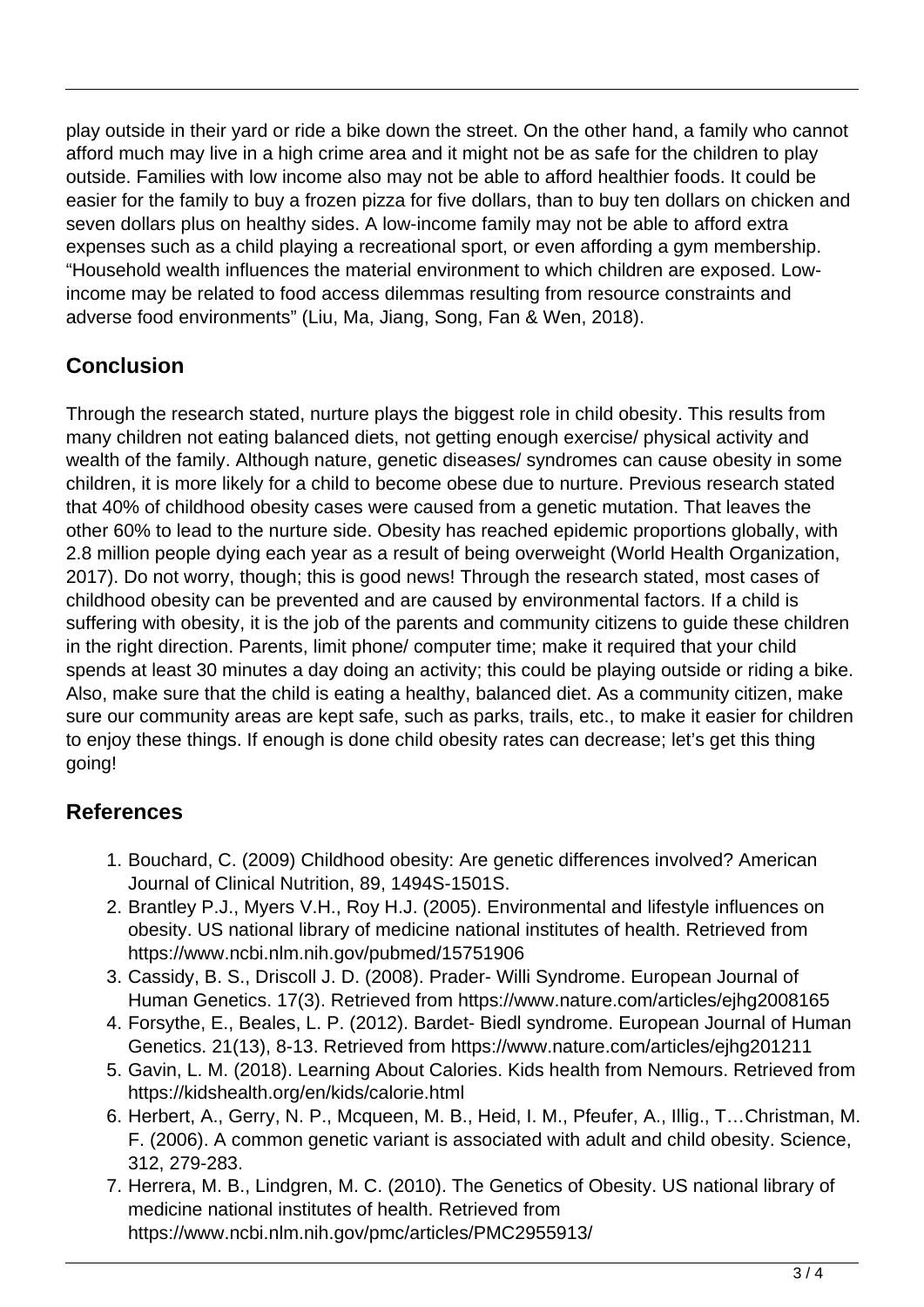play outside in their yard or ride a bike down the street. On the other hand, a family who cannot afford much may live in a high crime area and it might not be as safe for the children to play outside. Families with low income also may not be able to afford healthier foods. It could be easier for the family to buy a frozen pizza for five dollars, than to buy ten dollars on chicken and seven dollars plus on healthy sides. A low-income family may not be able to afford extra expenses such as a child playing a recreational sport, or even affording a gym membership. "Household wealth influences the material environment to which children are exposed. Low-income may be related to food access dilemmas resulting from resource constraints and adverse food environments" (Liu, Ma, Jiang, Song, Fan & Wen, 2018).

## Conclusion

Through the research stated, nurture plays the biggest role in child obesity. This results from many children not eating balanced diets, not getting enough exercise/ physical activity and wealth of the family. Although nature, genetic diseases/ syndromes can cause obesity in some children, it is more likely for a child to become obese due to nurture. Previous research stated that 40% of childhood obesity cases were caused from a genetic mutation. That leaves the other 60% to lead to the nurture side. Obesity has reached epidemic proportions globally, with 2.8 million people dying each year as a result of being overweight (World Health Organization, 2017). Do not worry, though; this is good news! Through the research stated, most cases of childhood obesity can be prevented and are caused by environmental factors. If a child is suffering with obesity, it is the job of the parents and community citizens to guide these children in the right direction. Parents, limit phone/ computer time; make it required that your child spends at least 30 minutes a day doing an activity; this could be playing outside or riding a bike. Also, make sure that the child is eating a healthy, balanced diet. As a community citizen, make sure our community areas are kept safe, such as parks, trails, etc., to make it easier for children to enjoy these things. If enough is done child obesity rates can decrease; let's get this thing going!

## References

1. Bouchard, C. (2009) Childhood obesity: Are genetic differences involved? American Journal of Clinical Nutrition, 89, 1494S-1501S.
2. Brantley P.J., Myers V.H., Roy H.J. (2005). Environmental and lifestyle influences on obesity. US national library of medicine national institutes of health. Retrieved from https://www.ncbi.nlm.nih.gov/pubmed/15751906
3. Cassidy, B. S., Driscoll J. D. (2008). Prader- Willi Syndrome. European Journal of Human Genetics. 17(3). Retrieved from https://www.nature.com/articles/ejhg2008165
4. Forsythe, E., Beales, L. P. (2012). Bardet- Biedl syndrome. European Journal of Human Genetics. 21(13), 8-13. Retrieved from https://www.nature.com/articles/ejhg201211
5. Gavin, L. M. (2018). Learning About Calories. Kids health from Nemours. Retrieved from https://kidshealth.org/en/kids/calorie.html
6. Herbert, A., Gerry, N. P., Mcqueen, M. B., Heid, I. M., Pfeufer, A., Illig., T…Christman, M. F. (2006). A common genetic variant is associated with adult and child obesity. Science, 312, 279-283.
7. Herrera, M. B., Lindgren, M. C. (2010). The Genetics of Obesity. US national library of medicine national institutes of health. Retrieved from https://www.ncbi.nlm.nih.gov/pmc/articles/PMC2955913/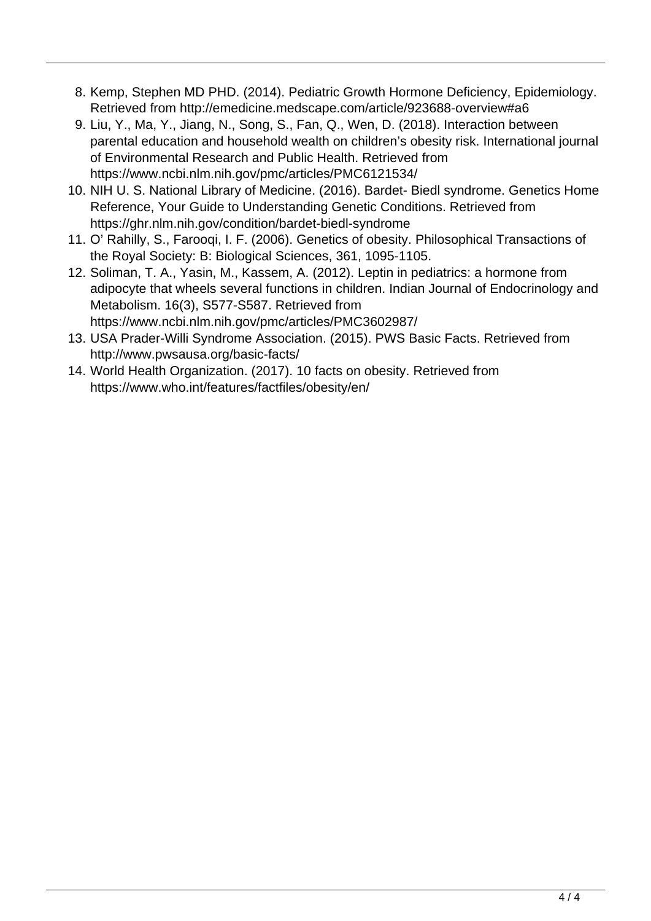8. Kemp, Stephen MD PHD. (2014). Pediatric Growth Hormone Deficiency, Epidemiology. Retrieved from http://emedicine.medscape.com/article/923688-overview#a6
9. Liu, Y., Ma, Y., Jiang, N., Song, S., Fan, Q., Wen, D. (2018). Interaction between parental education and household wealth on children's obesity risk. International journal of Environmental Research and Public Health. Retrieved from https://www.ncbi.nlm.nih.gov/pmc/articles/PMC6121534/
10. NIH U. S. National Library of Medicine. (2016). Bardet- Biedl syndrome. Genetics Home Reference, Your Guide to Understanding Genetic Conditions. Retrieved from https://ghr.nlm.nih.gov/condition/bardet-biedl-syndrome
11. O' Rahilly, S., Farooqi, I. F. (2006). Genetics of obesity. Philosophical Transactions of the Royal Society: B: Biological Sciences, 361, 1095-1105.
12. Soliman, T. A., Yasin, M., Kassem, A. (2012). Leptin in pediatrics: a hormone from adipocyte that wheels several functions in children. Indian Journal of Endocrinology and Metabolism. 16(3), S577-S587. Retrieved from https://www.ncbi.nlm.nih.gov/pmc/articles/PMC3602987/
13. USA Prader-Willi Syndrome Association. (2015). PWS Basic Facts. Retrieved from http://www.pwsausa.org/basic-facts/
14. World Health Organization. (2017). 10 facts on obesity. Retrieved from https://www.who.int/features/factfiles/obesity/en/